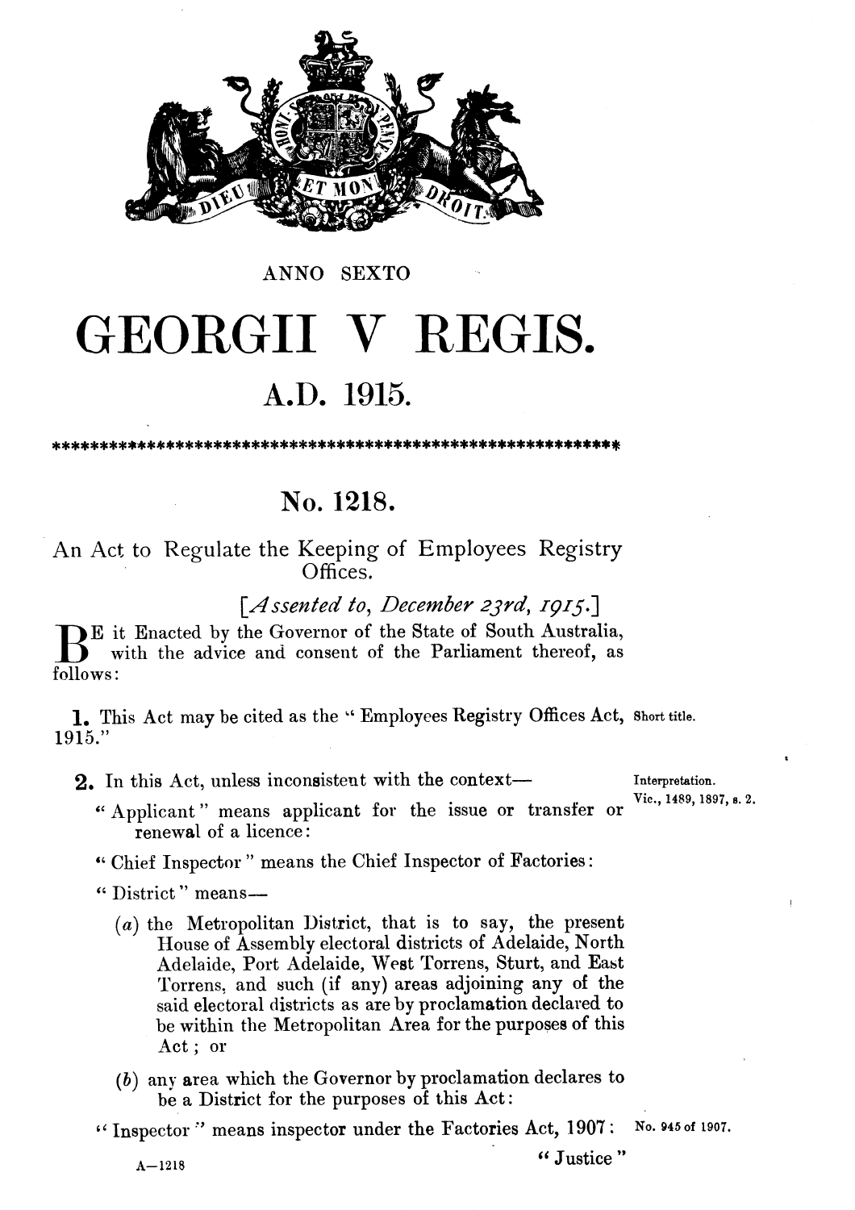ANNO SEXTO

# GEORGII V REGIS.

## A.D. 1915.

************************************************************

## No. 1218.

**An Act to Regulate the Keeping of Employees Registry Offices.**

*[Assented to, December 23rd, 1915.]*

BE it Enacted by the Governor of the State of South Australia, with the advice and consent of the Parliament thereof, as follows:

Short title.

**1.** This Act may be cited as the "Employees Registry Offices Act, 1915."

Interpretation. Vic., 1489, 1897, s. 2.

**2.** In this Act, unless inconsistent with the context—

"Applicant" means applicant for the issue or transfer or renewal of a licence:

"Chief Inspector" means the Chief Inspector of Factories:

"District" means—

(*a*) the Metropolitan District, that is to say, the present House of Assembly electoral districts of Adelaide, North Adelaide, Port Adelaide, West Torrens, Sturt, and East Torrens, and such (if any) areas adjoining any of the said electoral districts as are by proclamation declared to be within the Metropolitan Area for the purposes of this Act; or

(*b*) any area which the Governor by proclamation declares to be a District for the purposes of this Act:

No. 945 of 1907.

"Inspector" means inspector under the Factories Act, 1907:

A—1218

"Justice"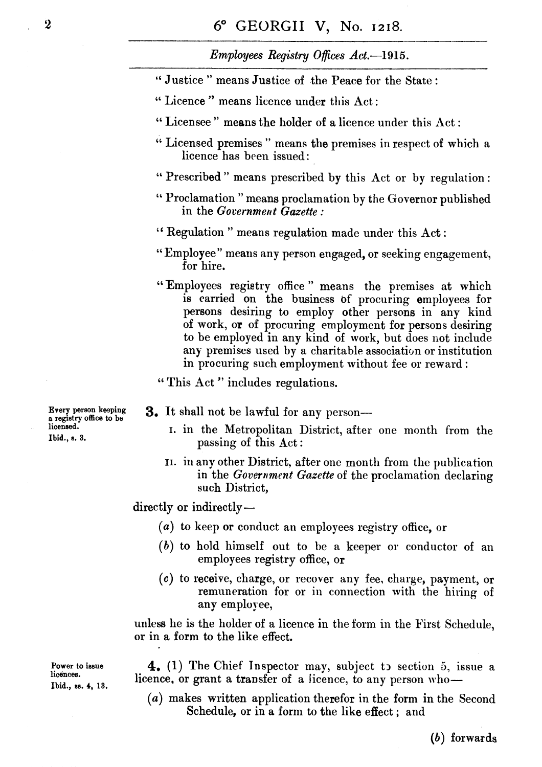"Justice" means Justice of the Peace for the State:

"Licence" means licence under this Act:

"Licensee" means the holder of a licence under this Act:

"Licensed premises" means the premises in respect of which a licence has been issued:

"Prescribed" means prescribed by this Act or by regulation:

"Proclamation" means proclamation by the Governor published in the *Government Gazette*:

"Regulation" means regulation made under this Act:

"Employee" means any person engaged, or seeking engagement, for hire.

"Employees registry office" means the premises at which is carried on the business of procuring employees for persons desiring to employ other persons in any kind of work, or of procuring employment for persons desiring to be employed in any kind of work, but does not include any premises used by a charitable association or institution in procuring such employment without fee or reward:

"This Act" includes regulations.

Every person keeping a registry office to be licensed.
Ibid., s. 3.

**3.** It shall not be lawful for any person—

I. in the Metropolitan District, after one month from the passing of this Act:

II. in any other District, after one month from the publication in the *Government Gazette* of the proclamation declaring such District,

directly or indirectly—

(*a*) to keep or conduct an employees registry office, or

(*b*) to hold himself out to be a keeper or conductor of an employees registry office, or

(*c*) to receive, charge, or recover any fee, charge, payment, or remuneration for or in connection with the hiring of any employee,

unless he is the holder of a licence in the form in the First Schedule, or in a form to the like effect.

Power to issue licences.
Ibid., ss. 4, 13.

**4.** (1) The Chief Inspector may, subject to section 5, issue a licence, or grant a transfer of a licence, to any person who—

(*a*) makes written application therefor in the form in the Second Schedule, or in a form to the like effect; and

(*b*) forwards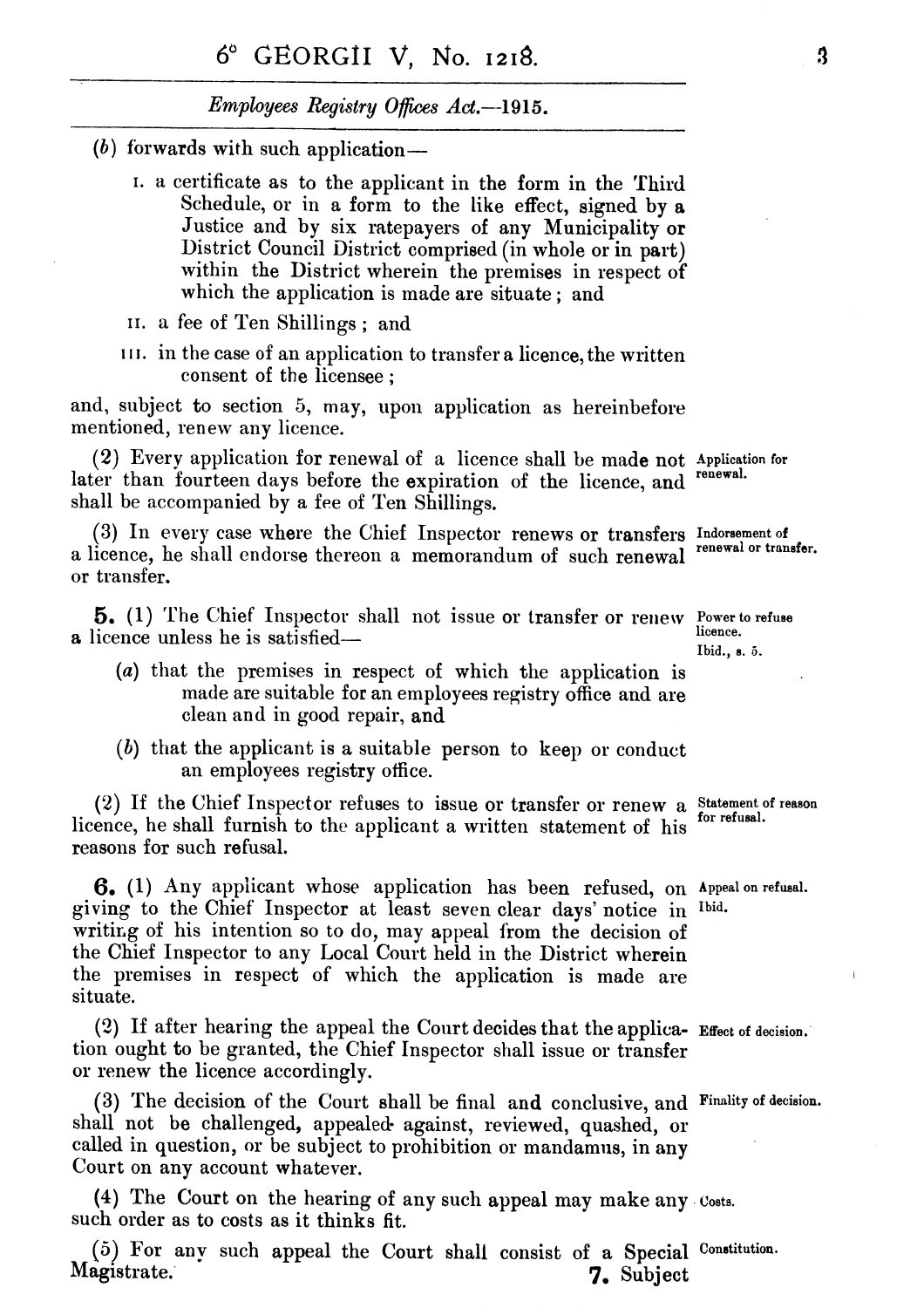(*b*) forwards with such application—

I. a certificate as to the applicant in the form in the Third Schedule, or in a form to the like effect, signed by a Justice and by six ratepayers of any Municipality or District Council District comprised (in whole or in part) within the District wherein the premises in respect of which the application is made are situate; and

II. a fee of Ten Shillings; and

III. in the case of an application to transfer a licence, the written consent of the licensee;

and, subject to section 5, may, upon application as hereinbefore mentioned, renew any licence.

(2) Every application for renewal of a licence shall be made not later than fourteen days before the expiration of the licence, and shall be accompanied by a fee of Ten Shillings.

Application for renewal.

(3) In every case where the Chief Inspector renews or transfers a licence, he shall endorse thereon a memorandum of such renewal or transfer.

Indorsement of renewal or transfer.

**5.** (1) The Chief Inspector shall not issue or transfer or renew a licence unless he is satisfied—

Power to refuse licence. Ibid., s. 5.

(*a*) that the premises in respect of which the application is made are suitable for an employees registry office and are clean and in good repair, and

(*b*) that the applicant is a suitable person to keep or conduct an employees registry office.

(2) If the Chief Inspector refuses to issue or transfer or renew a licence, he shall furnish to the applicant a written statement of his reasons for such refusal.

Statement of reason for refusal.

**6.** (1) Any applicant whose application has been refused, on giving to the Chief Inspector at least seven clear days' notice in writing of his intention so to do, may appeal from the decision of the Chief Inspector to any Local Court held in the District wherein the premises in respect of which the application is made are situate.

Appeal on refusal. Ibid.

(2) If after hearing the appeal the Court decides that the application ought to be granted, the Chief Inspector shall issue or transfer or renew the licence accordingly.

Effect of decision.

(3) The decision of the Court shall be final and conclusive, and shall not be challenged, appealed against, reviewed, quashed, or called in question, or be subject to prohibition or mandamus, in any Court on any account whatever.

Finality of decision.

(4) The Court on the hearing of any such appeal may make any such order as to costs as it thinks fit.

Costs.

(5) For any such appeal the Court shall consist of a Special Magistrate.

Constitution.

**7.** Subject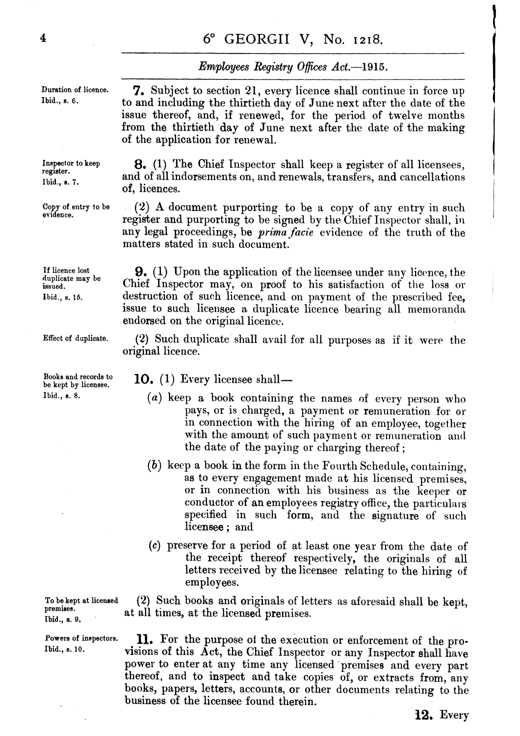Duration of licence.
Ibid., s. 6.

**7.** Subject to section 21, every licence shall continue in force up to and including the thirtieth day of June next after the date of the issue thereof, and, if renewed, for the period of twelve months from the thirtieth day of June next after the date of the making of the application for renewal.

Inspector to keep register.
Ibid., s. 7.

**8.** (1) The Chief Inspector shall keep a register of all licensees, and of all indorsements on, and renewals, transfers, and cancellations of, licences.

Copy of entry to be evidence.

(2) A document purporting to be a copy of any entry in such register and purporting to be signed by the Chief Inspector shall, in any legal proceedings, be *prima facie* evidence of the truth of the matters stated in such document.

If licence lost duplicate may be issued.
Ibid., s. 15.

**9.** (1) Upon the application of the licensee under any licence, the Chief Inspector may, on proof to his satisfaction of the loss or destruction of such licence, and on payment of the prescribed fee, issue to such licensee a duplicate licence bearing all memoranda endorsed on the original licence.

Effect of duplicate.

(2) Such duplicate shall avail for all purposes as if it were the original licence.

Books and records to be kept by licensee.
Ibid., s. 8.

**10.** (1) Every licensee shall—

(*a*) keep a book containing the names of every person who pays, or is charged, a payment or remuneration for or in connection with the hiring of an employee, together with the amount of such payment or remuneration and the date of the paying or charging thereof;

(*b*) keep a book in the form in the Fourth Schedule, containing, as to every engagement made at his licensed premises, or in connection with his business as the keeper or conductor of an employees registry office, the particulars specified in such form, and the signature of such licensee; and

(*c*) preserve for a period of at least one year from the date of the receipt thereof respectively, the originals of all letters received by the licensee relating to the hiring of employees.

To be kept at licensed premises.
Ibid., s. 9.

(2) Such books and originals of letters as aforesaid shall be kept, at all times, at the licensed premises.

Powers of inspectors.
Ibid., s. 10.

**11.** For the purpose of the execution or enforcement of the provisions of this Act, the Chief Inspector or any Inspector shall have power to enter at any time any licensed premises and every part thereof, and to inspect and take copies of, or extracts from, any books, papers, letters, accounts, or other documents relating to the business of the licensee found therein.

**12.** Every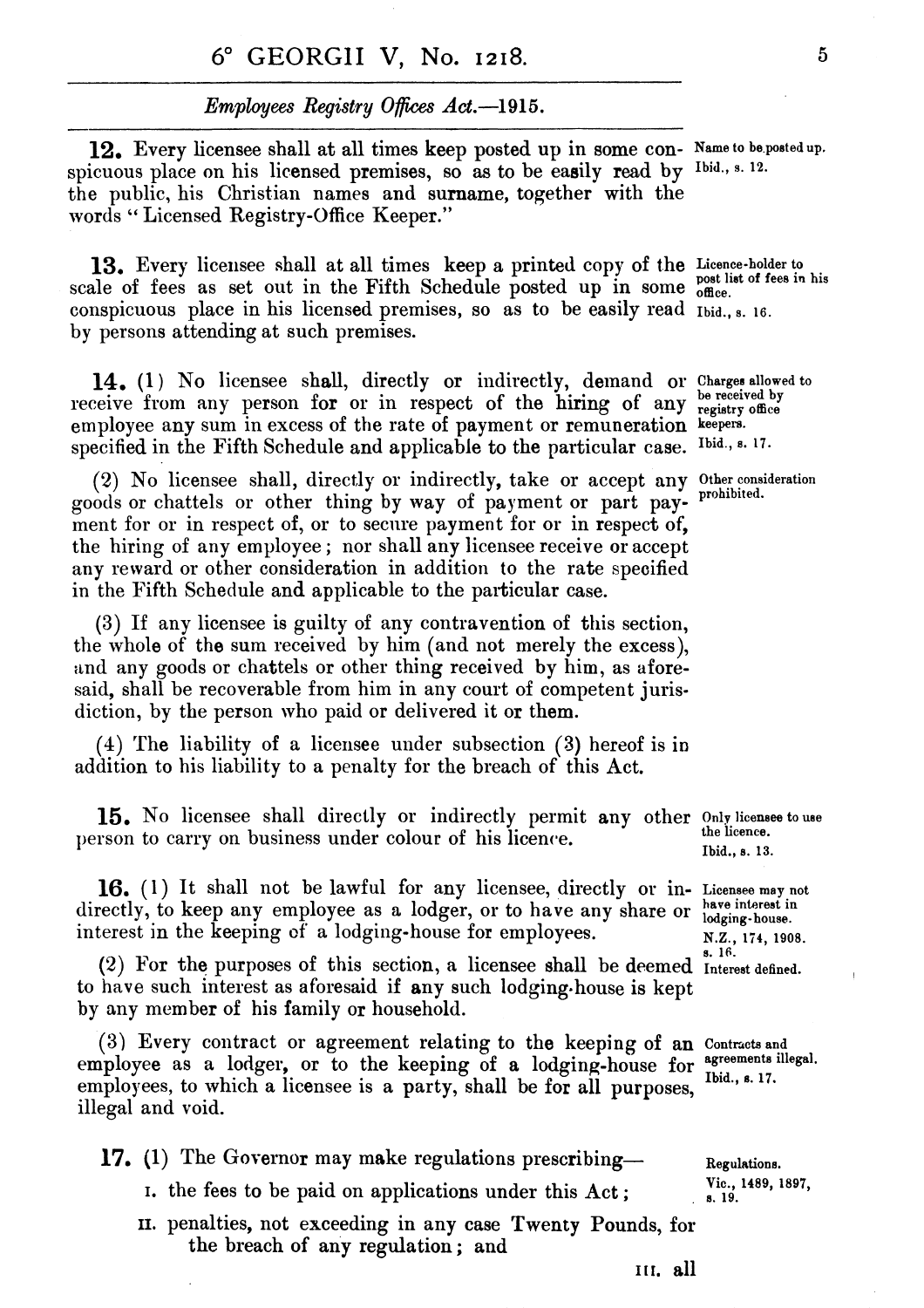**12.** Every licensee shall at all times keep posted up in some conspicuous place on his licensed premises, so as to be easily read by the public, his Christian names and surname, together with the words "Licensed Registry-Office Keeper."

Name to be posted up.
Ibid., s. 12.

**13.** Every licensee shall at all times keep a printed copy of the scale of fees as set out in the Fifth Schedule posted up in some conspicuous place in his licensed premises, so as to be easily read by persons attending at such premises.

Licence-holder to post list of fees in his office.
Ibid., s. 16.

**14.** (1) No licensee shall, directly or indirectly, demand or receive from any person for or in respect of the hiring of any employee any sum in excess of the rate of payment or remuneration specified in the Fifth Schedule and applicable to the particular case.

Charges allowed to be received by registry office keepers.
Ibid., s. 17.

(2) No licensee shall, directly or indirectly, take or accept any goods or chattels or other thing by way of payment or part payment for or in respect of, or to secure payment for or in respect of, the hiring of any employee; nor shall any licensee receive or accept any reward or other consideration in addition to the rate specified in the Fifth Schedule and applicable to the particular case.

Other consideration prohibited.

(3) If any licensee is guilty of any contravention of this section, the whole of the sum received by him (and not merely the excess), and any goods or chattels or other thing received by him, as aforesaid, shall be recoverable from him in any court of competent jurisdiction, by the person who paid or delivered it or them.

(4) The liability of a licensee under subsection (3) hereof is in addition to his liability to a penalty for the breach of this Act.

**15.** No licensee shall directly or indirectly permit any other person to carry on business under colour of his licence.

Only licensee to use the licence.
Ibid., s. 13.

**16.** (1) It shall not be lawful for any licensee, directly or indirectly, to keep any employee as a lodger, or to have any share or interest in the keeping of a lodging-house for employees.

Licensee may not have interest in lodging-house.
N.Z., 174, 1908. s. 16.

(2) For the purposes of this section, a licensee shall be deemed to have such interest as aforesaid if any such lodging-house is kept by any member of his family or household.

Interest defined.

(3) Every contract or agreement relating to the keeping of an employee as a lodger, or to the keeping of a lodging-house for employees, to which a licensee is a party, shall be for all purposes, illegal and void.

Contracts and agreements illegal.
Ibid., s. 17.

**17.** (1) The Governor may make regulations prescribing—

Regulations.
Vic., 1489, 1897, s. 19.

I. the fees to be paid on applications under this Act;

II. penalties, not exceeding in any case Twenty Pounds, for the breach of any regulation; and

III. all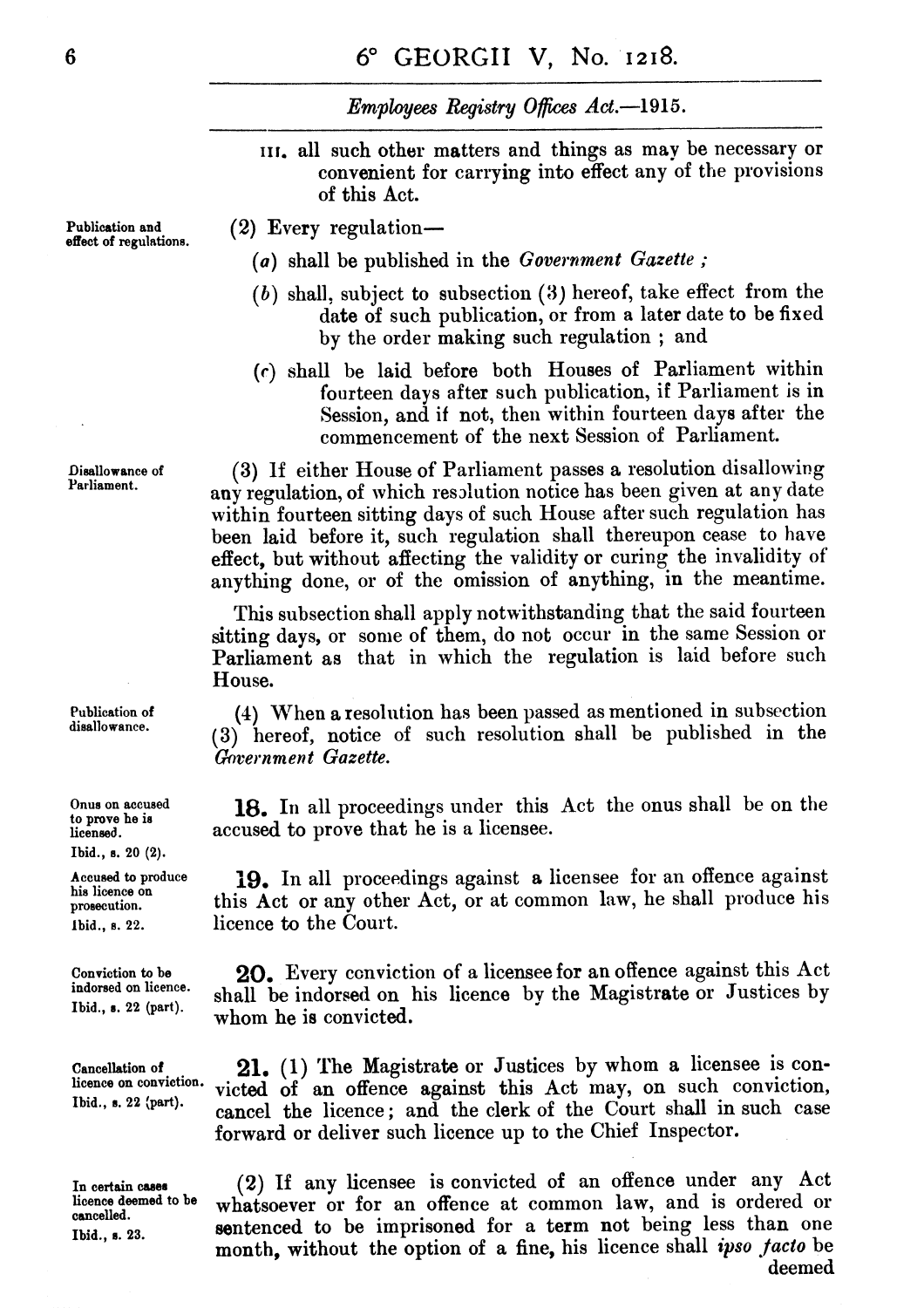III. all such other matters and things as may be necessary or convenient for carrying into effect any of the provisions of this Act.

Publication and effect of regulations.

(2) Every regulation—

(*a*) shall be published in the *Government Gazette* ;

(*b*) shall, subject to subsection (3) hereof, take effect from the date of such publication, or from a later date to be fixed by the order making such regulation ; and

(*c*) shall be laid before both Houses of Parliament within fourteen days after such publication, if Parliament is in Session, and if not, then within fourteen days after the commencement of the next Session of Parliament.

Disallowance of Parliament.

(3) If either House of Parliament passes a resolution disallowing any regulation, of which resolution notice has been given at any date within fourteen sitting days of such House after such regulation has been laid before it, such regulation shall thereupon cease to have effect, but without affecting the validity or curing the invalidity of anything done, or of the omission of anything, in the meantime.

This subsection shall apply notwithstanding that the said fourteen sitting days, or some of them, do not occur in the same Session or Parliament as that in which the regulation is laid before such House.

Publication of disallowance.

(4) When a resolution has been passed as mentioned in subsection (3) hereof, notice of such resolution shall be published in the *Government Gazette.*

Onus on accused to prove he is licensed.
Ibid., s. 20 (2).

**18.** In all proceedings under this Act the onus shall be on the accused to prove that he is a licensee.

Accused to produce his licence on prosecution.
Ibid., s. 22.

**19.** In all proceedings against a licensee for an offence against this Act or any other Act, or at common law, he shall produce his licence to the Court.

Conviction to be indorsed on licence.
Ibid., s. 22 (part).

**20.** Every conviction of a licensee for an offence against this Act shall be indorsed on his licence by the Magistrate or Justices by whom he is convicted.

Cancellation of licence on conviction.
Ibid., s. 22 (part).

**21.** (1) The Magistrate or Justices by whom a licensee is convicted of an offence against this Act may, on such conviction, cancel the licence; and the clerk of the Court shall in such case forward or deliver such licence up to the Chief Inspector.

In certain cases licence deemed to be cancelled.
Ibid., s. 23.

(2) If any licensee is convicted of an offence under any Act whatsoever or for an offence at common law, and is ordered or sentenced to be imprisoned for a term not being less than one month, without the option of a fine, his licence shall *ipso facto* be deemed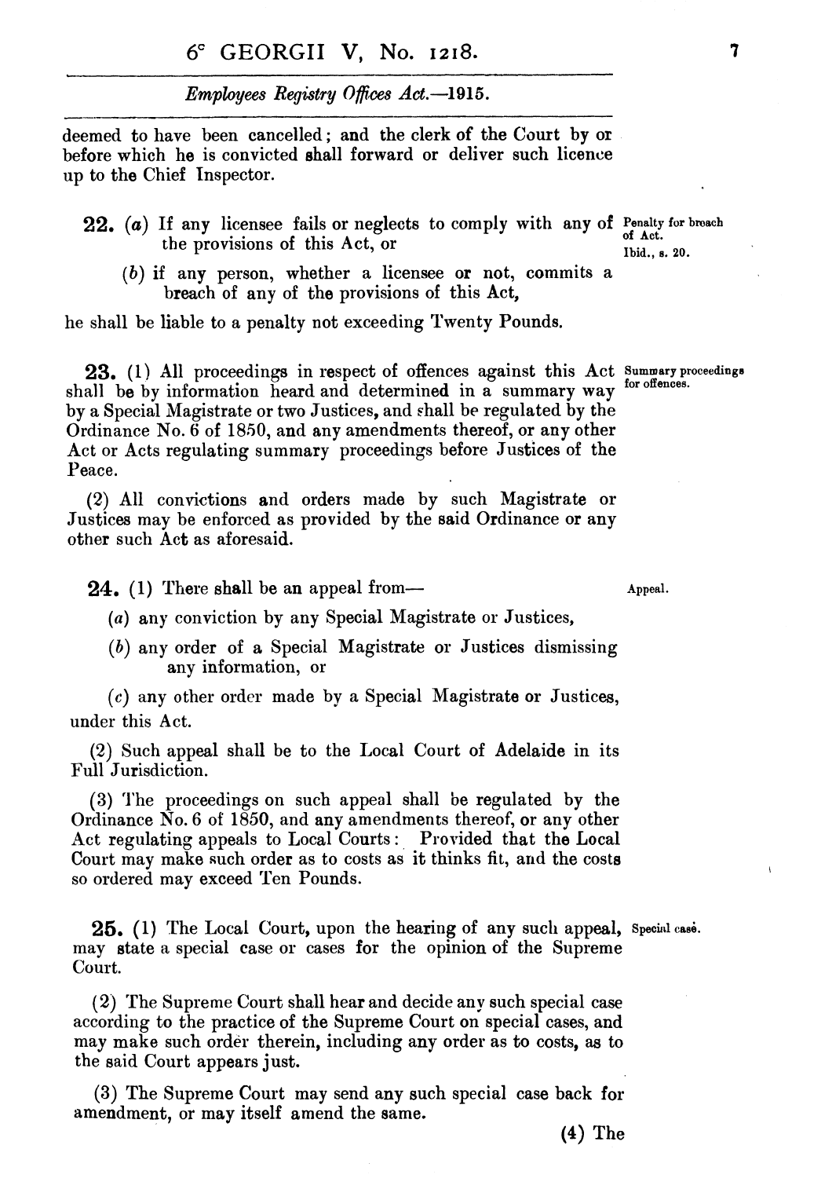deemed to have been cancelled; and the clerk of the Court by or before which he is convicted shall forward or deliver such licence up to the Chief Inspector.

**22.** (*a*) If any licensee fails or neglects to comply with any of the provisions of this Act, or

Penalty for breach of Act. Ibid., s. 20.

(*b*) if any person, whether a licensee or not, commits a breach of any of the provisions of this Act,

he shall be liable to a penalty not exceeding Twenty Pounds.

**23.** (1) All proceedings in respect of offences against this Act shall be by information heard and determined in a summary way by a Special Magistrate or two Justices, and shall be regulated by the Ordinance No. 6 of 1850, and any amendments thereof, or any other Act or Acts regulating summary proceedings before Justices of the Peace.

Summary proceedings for offences.

(2) All convictions and orders made by such Magistrate or Justices may be enforced as provided by the said Ordinance or any other such Act as aforesaid.

**24.** (1) There shall be an appeal from—

Appeal.

(*a*) any conviction by any Special Magistrate or Justices,

(*b*) any order of a Special Magistrate or Justices dismissing any information, or

(*c*) any other order made by a Special Magistrate or Justices, under this Act.

(2) Such appeal shall be to the Local Court of Adelaide in its Full Jurisdiction.

(3) The proceedings on such appeal shall be regulated by the Ordinance No. 6 of 1850, and any amendments thereof, or any other Act regulating appeals to Local Courts: Provided that the Local Court may make such order as to costs as it thinks fit, and the costs so ordered may exceed Ten Pounds.

**25.** (1) The Local Court, upon the hearing of any such appeal, may state a special case or cases for the opinion of the Supreme Court.

Special case.

(2) The Supreme Court shall hear and decide any such special case according to the practice of the Supreme Court on special cases, and may make such order therein, including any order as to costs, as to the said Court appears just.

(3) The Supreme Court may send any such special case back for amendment, or may itself amend the same.

(4) The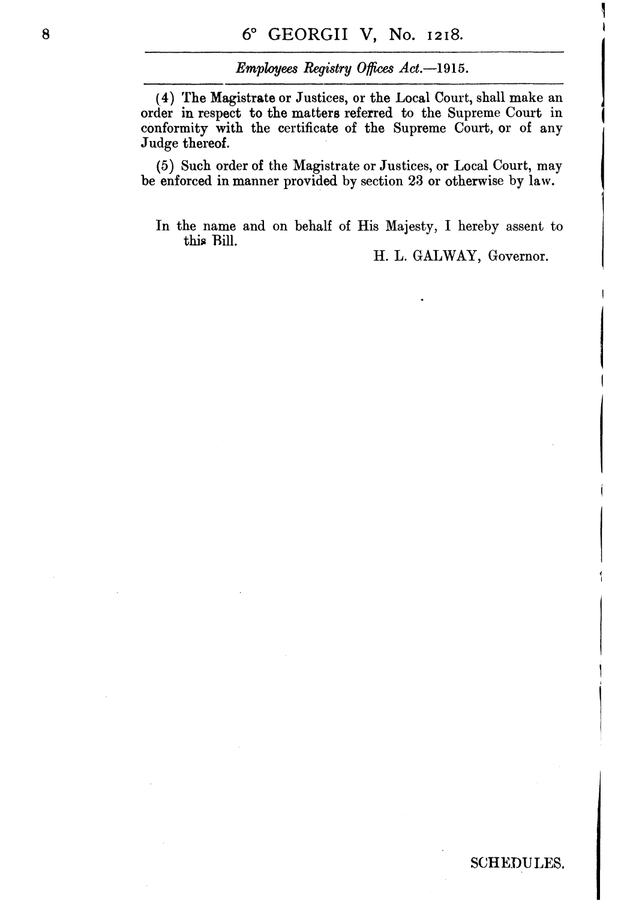(4) The Magistrate or Justices, or the Local Court, shall make an order in respect to the matters referred to the Supreme Court in conformity with the certificate of the Supreme Court, or of any Judge thereof.

(5) Such order of the Magistrate or Justices, or Local Court, may be enforced in manner provided by section 23 or otherwise by law.

In the name and on behalf of His Majesty, I hereby assent to this Bill.

H. L. GALWAY, Governor.

SCHEDULES.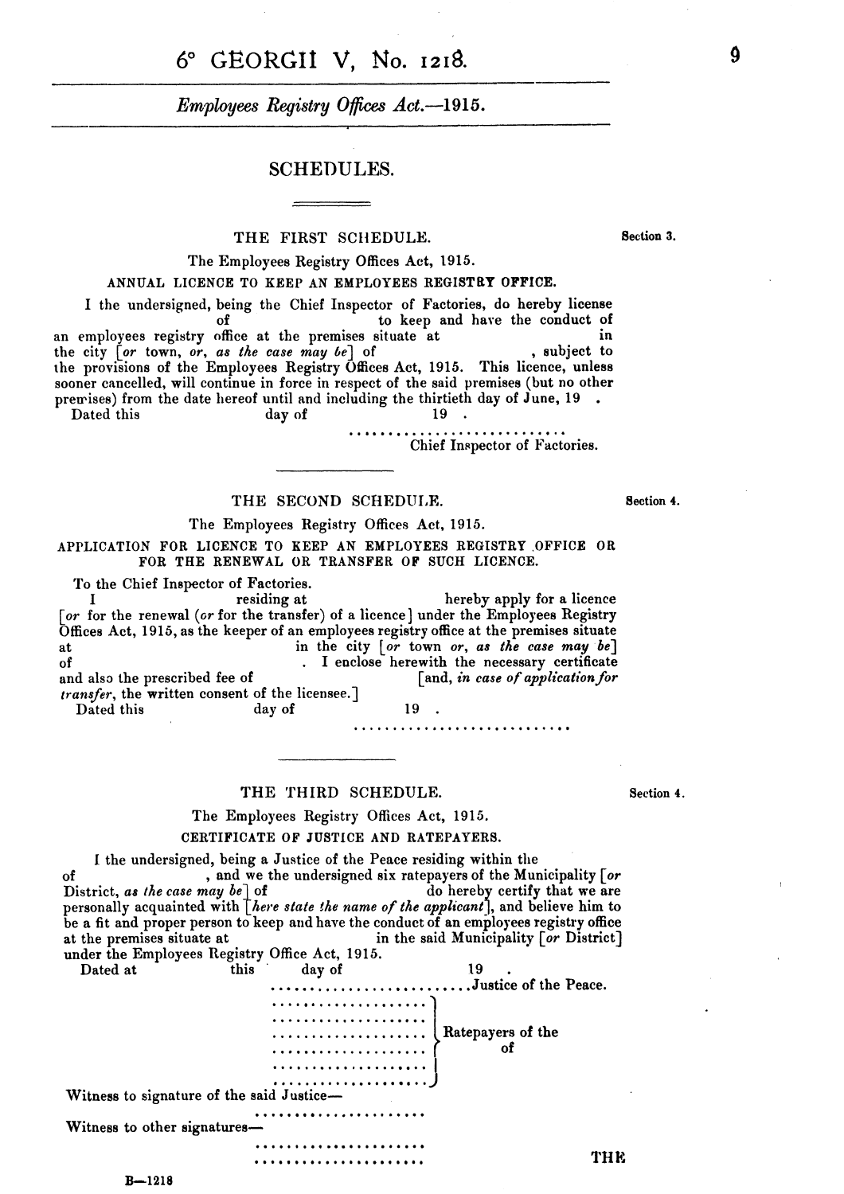# SCHEDULES.

## THE FIRST SCHEDULE.

Section 3.

The Employees Registry Offices Act, 1915.

ANNUAL LICENCE TO KEEP AN EMPLOYEES REGISTRY OFFICE.

I the undersigned, being the Chief Inspector of Factories, do hereby license of to keep and have the conduct of an employees registry office at the premises situate at in the city [*or* town, *or, as the case may be*] of , subject to the provisions of the Employees Registry Offices Act, 1915. This licence, unless sooner cancelled, will continue in force in respect of the said premises (but no other premises) from the date hereof until and including the thirtieth day of June, 19 .

Dated this day of 19 .

............................
Chief Inspector of Factories.

## THE SECOND SCHEDULE.

Section 4.

The Employees Registry Offices Act, 1915.

APPLICATION FOR LICENCE TO KEEP AN EMPLOYEES REGISTRY OFFICE OR FOR THE RENEWAL OR TRANSFER OF SUCH LICENCE.

To the Chief Inspector of Factories.

I residing at hereby apply for a licence [*or* for the renewal (*or* for the transfer) of a licence] under the Employees Registry Offices Act, 1915, as the keeper of an employees registry office at the premises situate at in the city [*or* town *or, as the case may be*] of . I enclose herewith the necessary certificate and also the prescribed fee of [and, *in case of application for transfer*, the written consent of the licensee.]

Dated this day of 19 .

............................

## THE THIRD SCHEDULE.

Section 4.

The Employees Registry Offices Act, 1915.

CERTIFICATE OF JUSTICE AND RATEPAYERS.

I the undersigned, being a Justice of the Peace residing within the of , and we the undersigned six ratepayers of the Municipality [*or* District, *as the case may be*] of do hereby certify that we are personally acquainted with [*here state the name of the applicant*], and believe him to be a fit and proper person to keep and have the conduct of an employees registry office at the premises situate at in the said Municipality [*or* District] under the Employees Registry Office Act, 1915.

Dated at this day of 19 .

............................Justice of the Peace.

.....................
.....................
..................... Ratepayers of the
..................... of
.....................
.....................

Witness to signature of the said Justice—

.......................

Witness to other signatures—

.......................
.......................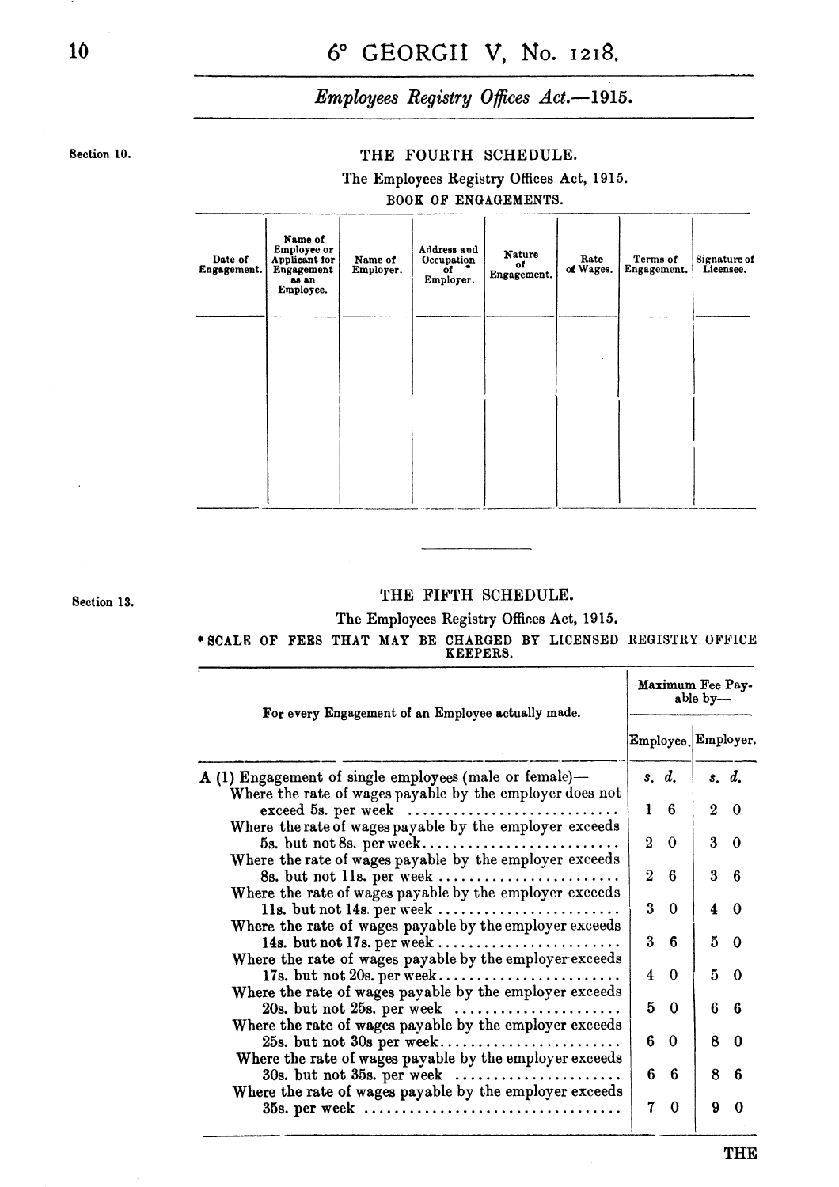Section 10.

## THE FOURTH SCHEDULE.

The Employees Registry Offices Act, 1915.

BOOK OF ENGAGEMENTS.

| Date of Engagement. | Name of Employee or Applicant for Engagement as an Employee. | Name of Employer. | Address and Occupation of Employer. | Nature of Engagement. | Rate of Wages. | Terms of Engagement. | Signature of Licensee. |
|---|---|---|---|---|---|---|---|
| | | | | | | | |

Section 13.

## THE FIFTH SCHEDULE.

The Employees Registry Offices Act, 1915.

\*SCALE OF FEES THAT MAY BE CHARGED BY LICENSED REGISTRY OFFICE KEEPERS.

| For every Engagement of an Employee actually made. | Maximum Fee Payable by— Employee. | Employer. |
|---|---|---|
| A (1) Engagement of single employees (male or female)— | *s. d.* | *s. d.* |
| Where the rate of wages payable by the employer does not exceed 5s. per week | 1 6 | 2 0 |
| Where the rate of wages payable by the employer exceeds 5s. but not 8s. per week | 2 0 | 3 0 |
| Where the rate of wages payable by the employer exceeds 8s. but not 11s. per week | 2 6 | 3 6 |
| Where the rate of wages payable by the employer exceeds 11s. but not 14s. per week | 3 0 | 4 0 |
| Where the rate of wages payable by the employer exceeds 14s. but not 17s. per week | 3 6 | 5 0 |
| Where the rate of wages payable by the employer exceeds 17s. but not 20s. per week | 4 0 | 5 0 |
| Where the rate of wages payable by the employer exceeds 20s. but not 25s. per week | 5 0 | 6 6 |
| Where the rate of wages payable by the employer exceeds 25s. but not 30s per week | 6 0 | 8 0 |
| Where the rate of wages payable by the employer exceeds 30s. but not 35s. per week | 6 6 | 8 6 |
| Where the rate of wages payable by the employer exceeds 35s. per week | 7 0 | 9 0 |

THE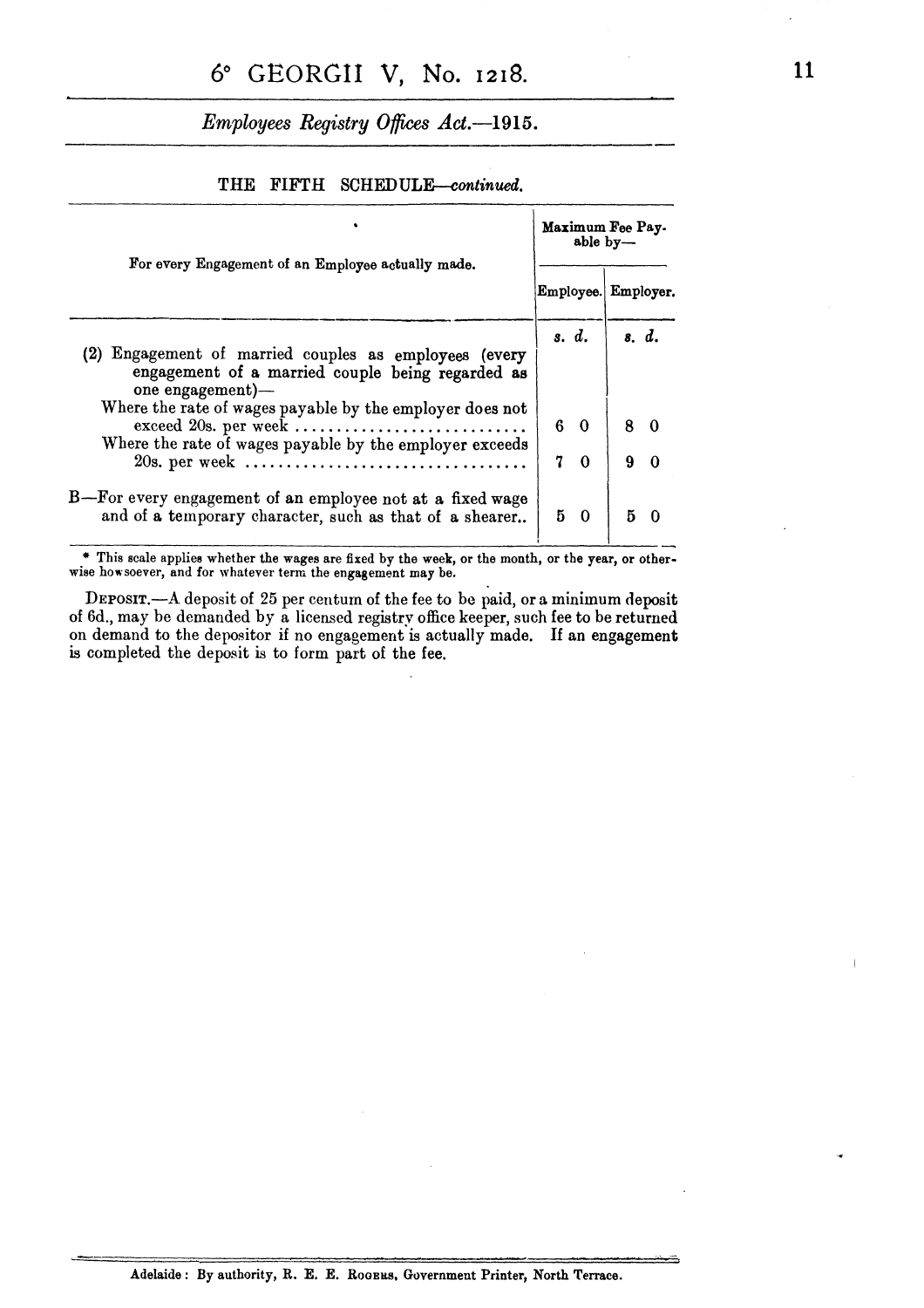THE FIFTH SCHEDULE—*continued.*

| For every Engagement of an Employee actually made.* | Maximum Fee Payable by— | |
|---|---|---|
| | Employee. | Employer. |
| | s. d. | s. d. |
| (2) Engagement of married couples as employees (every engagement of a married couple being regarded as one engagement)— | | |
| Where the rate of wages payable by the employer does not exceed 20s. per week ............................ | 6 0 | 8 0 |
| Where the rate of wages payable by the employer exceeds 20s. per week ................................... | 7 0 | 9 0 |
| B—For every engagement of an employee not at a fixed wage and of a temporary character, such as that of a shearer.. | 5 0 | 5 0 |

\* This scale applies whether the wages are fixed by the week, or the month, or the year, or otherwise howsoever, and for whatever term the engagement may be.

DEPOSIT.—A deposit of 25 per centum of the fee to be paid, or a minimum deposit of 6d., may be demanded by a licensed registry office keeper, such fee to be returned on demand to the depositor if no engagement is actually made. If an engagement is completed the deposit is to form part of the fee.

Adelaide: By authority, R. E. E. ROGERS, Government Printer, North Terrace.